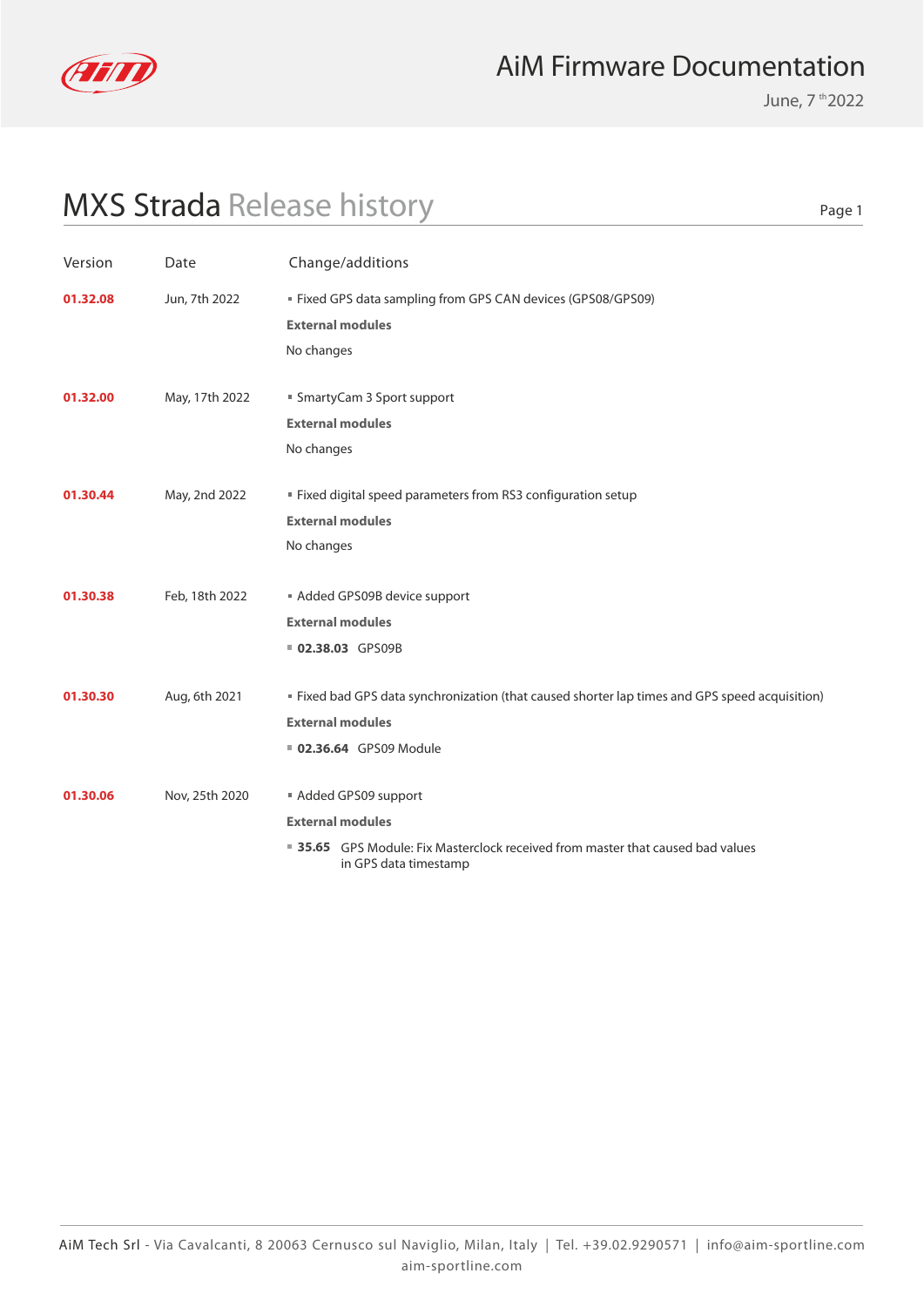# AiM Firmware Documentation

June, 7[th] 2022

## MXS Strada Release history

| Version | Date | Change/additions |
|---|---|---|
| **01.32.08** | Jun, 7th 2022 | ▪ Fixed GPS data sampling from GPS CAN devices (GPS08/GPS09)<br>**External modules**<br>No changes |
| **01.32.00** | May, 17th 2022 | ▪ SmartyCam 3 Sport support<br>**External modules**<br>No changes |
| **01.30.44** | May, 2nd 2022 | ▪ Fixed digital speed parameters from RS3 configuration setup<br>**External modules**<br>No changes |
| **01.30.38** | Feb, 18th 2022 | ▪ Added GPS09B device support<br>**External modules**<br>▪ **02.38.03** GPS09B |
| **01.30.30** | Aug, 6th 2021 | ▪ Fixed bad GPS data synchronization (that caused shorter lap times and GPS speed acquisition)<br>**External modules**<br>▪ **02.36.64** GPS09 Module |
| **01.30.06** | Nov, 25th 2020 | ▪ Added GPS09 support<br>**External modules**<br>▪ **35.65** GPS Module: Fix Masterclock received from master that caused bad values in GPS data timestamp |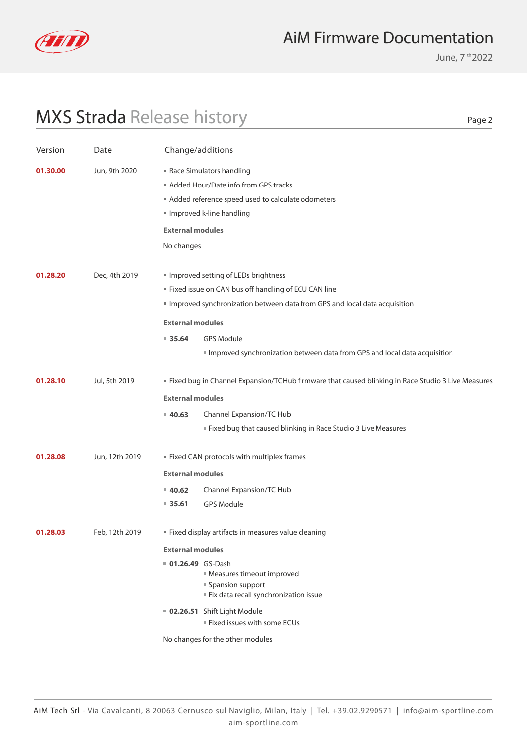## MXS Strada Release history

| Version | Date | Change/additions |
|---|---|---|
| **01.30.00** | Jun, 9th 2020 | ▪ Race Simulators handling<br>▪ Added Hour/Date info from GPS tracks<br>▪ Added reference speed used to calculate odometers<br>▪ Improved k-line handling<br>**External modules**<br>No changes |
| **01.28.20** | Dec, 4th 2019 | ▪ Improved setting of LEDs brightness<br>▪ Fixed issue on CAN bus off handling of ECU CAN line<br>▪ Improved synchronization between data from GPS and local data acquisition<br>**External modules**<br>▪ **35.64** GPS Module<br>▪ Improved synchronization between data from GPS and local data acquisition |
| **01.28.10** | Jul, 5th 2019 | ▪ Fixed bug in Channel Expansion/TCHub firmware that caused blinking in Race Studio 3 Live Measures<br>**External modules**<br>▪ **40.63** Channel Expansion/TC Hub<br>▪ Fixed bug that caused blinking in Race Studio 3 Live Measures |
| **01.28.08** | Jun, 12th 2019 | ▪ Fixed CAN protocols with multiplex frames<br>**External modules**<br>▪ **40.62** Channel Expansion/TC Hub<br>▪ **35.61** GPS Module |
| **01.28.03** | Feb, 12th 2019 | ▪ Fixed display artifacts in measures value cleaning<br>**External modules**<br>▪ **01.26.49** GS-Dash<br>▪ Measures timeout improved<br>▪ Spansion support<br>▪ Fix data recall synchronization issue<br>▪ **02.26.51** Shift Light Module<br>▪ Fixed issues with some ECUs<br>No changes for the other modules |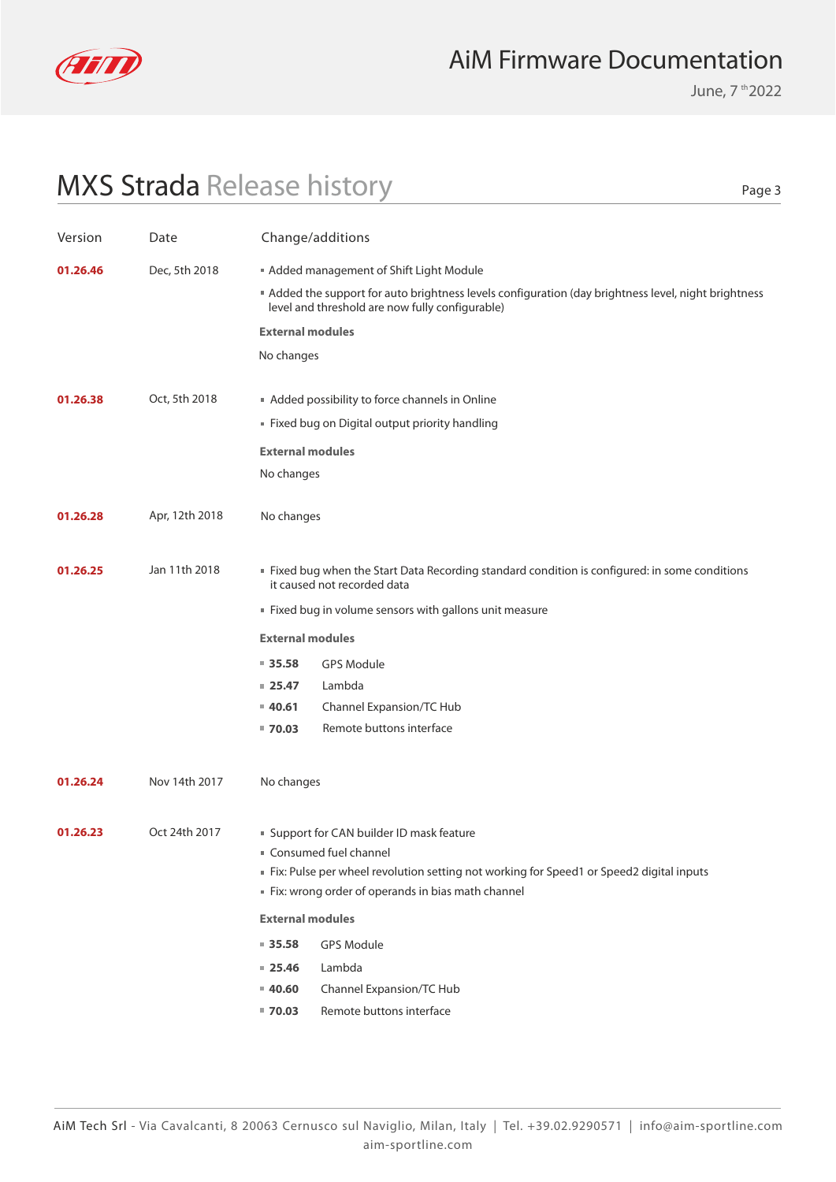# MXS Strada Release history

| Version | Date | Change/additions |
|---|---|---|
| **01.26.46** | Dec, 5th 2018 | ▪ Added management of Shift Light Module<br>▪ Added the support for auto brightness levels configuration (day brightness level, night brightness level and threshold are now fully configurable)<br>**External modules**<br>No changes |
| **01.26.38** | Oct, 5th 2018 | ▪ Added possibility to force channels in Online<br>▪ Fixed bug on Digital output priority handling<br>**External modules**<br>No changes |
| **01.26.28** | Apr, 12th 2018 | No changes |
| **01.26.25** | Jan 11th 2018 | ▪ Fixed bug when the Start Data Recording standard condition is configured: in some conditions it caused not recorded data<br>▪ Fixed bug in volume sensors with gallons unit measure<br>**External modules**<br>▪ **35.58** GPS Module<br>▪ **25.47** Lambda<br>▪ **40.61** Channel Expansion/TC Hub<br>▪ **70.03** Remote buttons interface |
| **01.26.24** | Nov 14th 2017 | No changes |
| **01.26.23** | Oct 24th 2017 | ▪ Support for CAN builder ID mask feature<br>▪ Consumed fuel channel<br>▪ Fix: Pulse per wheel revolution setting not working for Speed1 or Speed2 digital inputs<br>▪ Fix: wrong order of operands in bias math channel<br>**External modules**<br>▪ **35.58** GPS Module<br>▪ **25.46** Lambda<br>▪ **40.60** Channel Expansion/TC Hub<br>▪ **70.03** Remote buttons interface |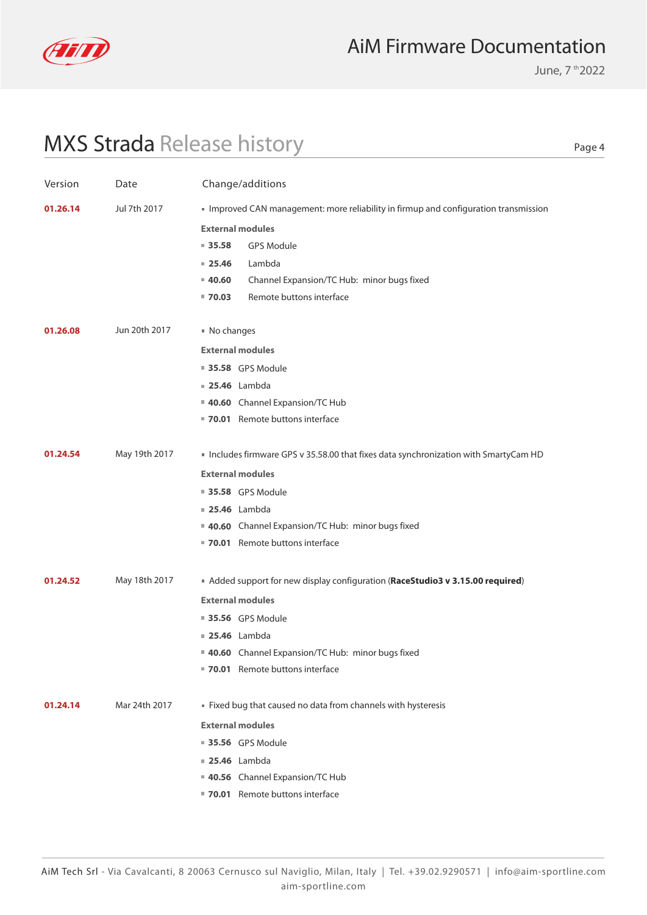## MXS Strada Release history

| Version | Date | Change/additions |
|---|---|---|
| **01.26.14** | Jul 7th 2017 | ▪ Improved CAN management: more reliability in firmup and configuration transmission<br>**External modules**<br>▪ **35.58** GPS Module<br>▪ **25.46** Lambda<br>▪ **40.60** Channel Expansion/TC Hub: minor bugs fixed<br>▪ **70.03** Remote buttons interface |
| **01.26.08** | Jun 20th 2017 | ▪ No changes<br>**External modules**<br>▪ **35.58** GPS Module<br>▪ **25.46** Lambda<br>▪ **40.60** Channel Expansion/TC Hub<br>▪ **70.01** Remote buttons interface |
| **01.24.54** | May 19th 2017 | ▪ Includes firmware GPS v 35.58.00 that fixes data synchronization with SmartyCam HD<br>**External modules**<br>▪ **35.58** GPS Module<br>▪ **25.46** Lambda<br>▪ **40.60** Channel Expansion/TC Hub: minor bugs fixed<br>▪ **70.01** Remote buttons interface |
| **01.24.52** | May 18th 2017 | ▪ Added support for new display configuration (**RaceStudio3 v 3.15.00 required**)<br>**External modules**<br>▪ **35.56** GPS Module<br>▪ **25.46** Lambda<br>▪ **40.60** Channel Expansion/TC Hub: minor bugs fixed<br>▪ **70.01** Remote buttons interface |
| **01.24.14** | Mar 24th 2017 | ▪ Fixed bug that caused no data from channels with hysteresis<br>**External modules**<br>▪ **35.56** GPS Module<br>▪ **25.46** Lambda<br>▪ **40.56** Channel Expansion/TC Hub<br>▪ **70.01** Remote buttons interface |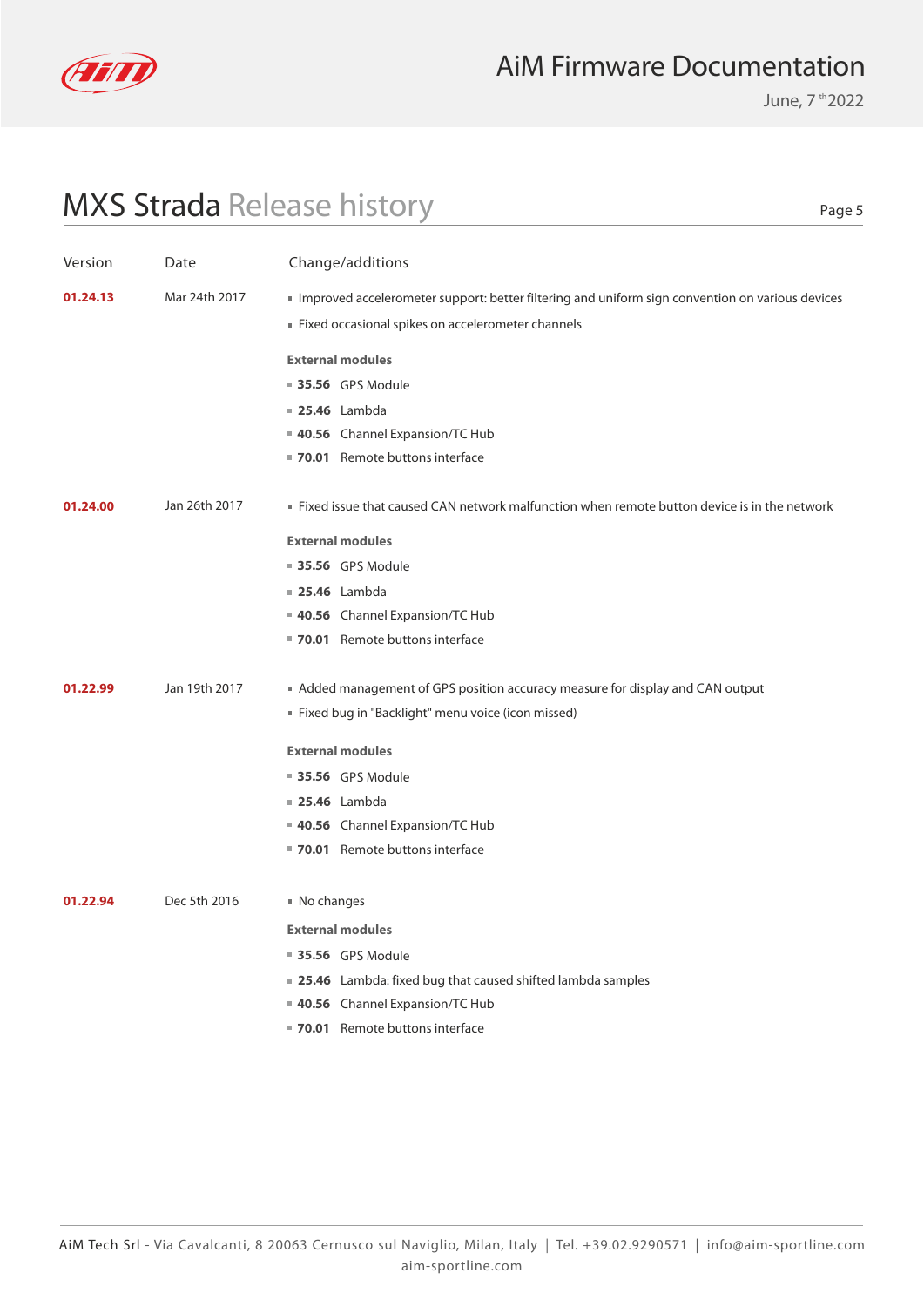# MXS Strada Release history

| Version | Date | Change/additions |
|---|---|---|
| **01.24.13** | Mar 24th 2017 | ▪ Improved accelerometer support: better filtering and uniform sign convention on various devices<br>▪ Fixed occasional spikes on accelerometer channels<br><br>**External modules**<br>▪ **35.56** GPS Module<br>▪ **25.46** Lambda<br>▪ **40.56** Channel Expansion/TC Hub<br>▪ **70.01** Remote buttons interface |
| **01.24.00** | Jan 26th 2017 | ▪ Fixed issue that caused CAN network malfunction when remote button device is in the network<br><br>**External modules**<br>▪ **35.56** GPS Module<br>▪ **25.46** Lambda<br>▪ **40.56** Channel Expansion/TC Hub<br>▪ **70.01** Remote buttons interface |
| **01.22.99** | Jan 19th 2017 | ▪ Added management of GPS position accuracy measure for display and CAN output<br>▪ Fixed bug in "Backlight" menu voice (icon missed)<br><br>**External modules**<br>▪ **35.56** GPS Module<br>▪ **25.46** Lambda<br>▪ **40.56** Channel Expansion/TC Hub<br>▪ **70.01** Remote buttons interface |
| **01.22.94** | Dec 5th 2016 | ▪ No changes<br><br>**External modules**<br>▪ **35.56** GPS Module<br>▪ **25.46** Lambda: fixed bug that caused shifted lambda samples<br>▪ **40.56** Channel Expansion/TC Hub<br>▪ **70.01** Remote buttons interface |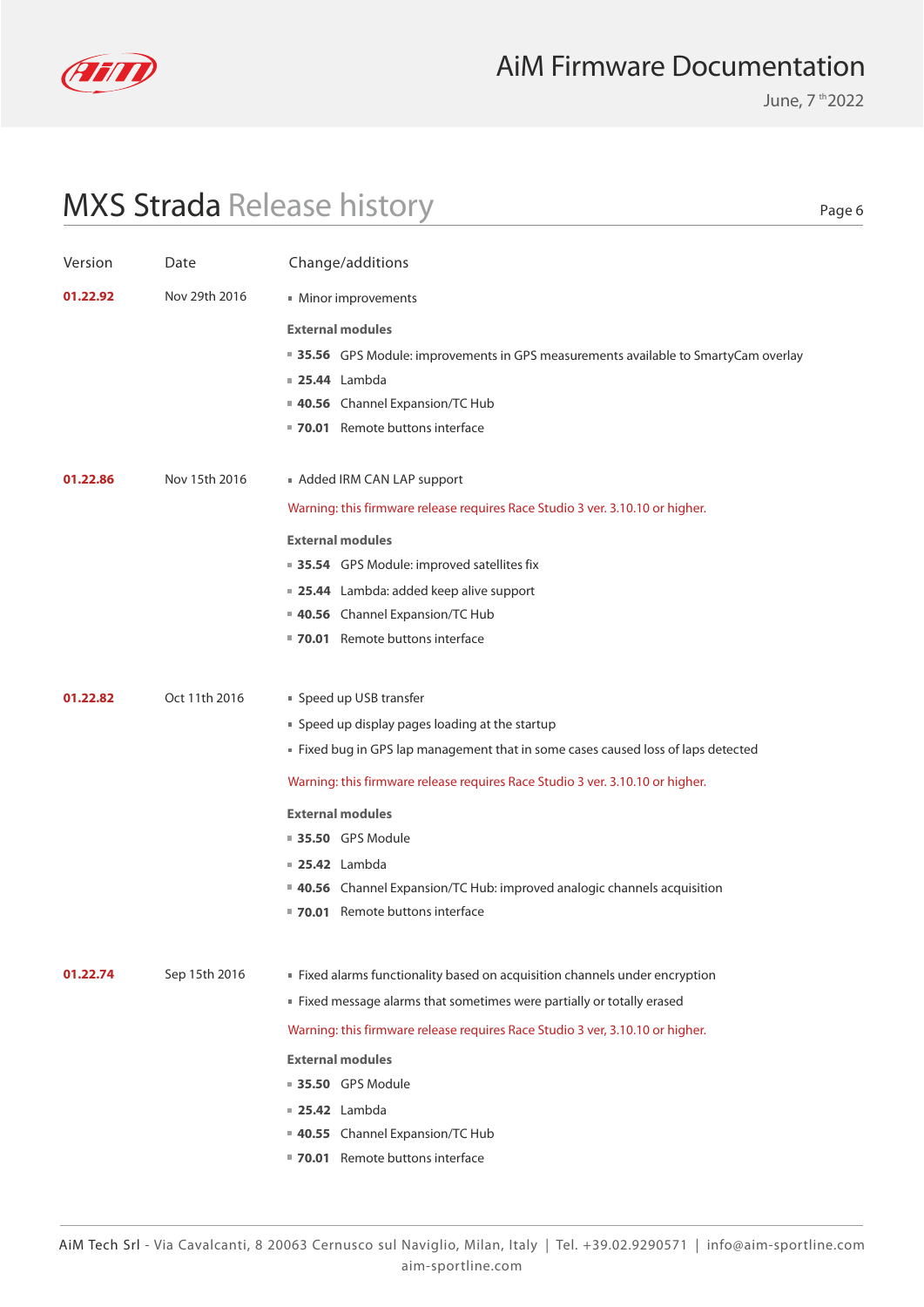# MXS Strada Release history

| Version | Date | Change/additions |
|---|---|---|
| **01.22.92** | Nov 29th 2016 | ▪ Minor improvements<br><br>**External modules**<br>▪ **35.56** GPS Module: improvements in GPS measurements available to SmartyCam overlay<br>▪ **25.44** Lambda<br>▪ **40.56** Channel Expansion/TC Hub<br>▪ **70.01** Remote buttons interface |
| **01.22.86** | Nov 15th 2016 | ▪ Added IRM CAN LAP support<br><br>Warning: this firmware release requires Race Studio 3 ver. 3.10.10 or higher.<br><br>**External modules**<br>▪ **35.54** GPS Module: improved satellites fix<br>▪ **25.44** Lambda: added keep alive support<br>▪ **40.56** Channel Expansion/TC Hub<br>▪ **70.01** Remote buttons interface |
| **01.22.82** | Oct 11th 2016 | ▪ Speed up USB transfer<br>▪ Speed up display pages loading at the startup<br>▪ Fixed bug in GPS lap management that in some cases caused loss of laps detected<br><br>Warning: this firmware release requires Race Studio 3 ver. 3.10.10 or higher.<br><br>**External modules**<br>▪ **35.50** GPS Module<br>▪ **25.42** Lambda<br>▪ **40.56** Channel Expansion/TC Hub: improved analogic channels acquisition<br>▪ **70.01** Remote buttons interface |
| **01.22.74** | Sep 15th 2016 | ▪ Fixed alarms functionality based on acquisition channels under encryption<br>▪ Fixed message alarms that sometimes were partially or totally erased<br><br>Warning: this firmware release requires Race Studio 3 ver, 3.10.10 or higher.<br><br>**External modules**<br>▪ **35.50** GPS Module<br>▪ **25.42** Lambda<br>▪ **40.55** Channel Expansion/TC Hub<br>▪ **70.01** Remote buttons interface |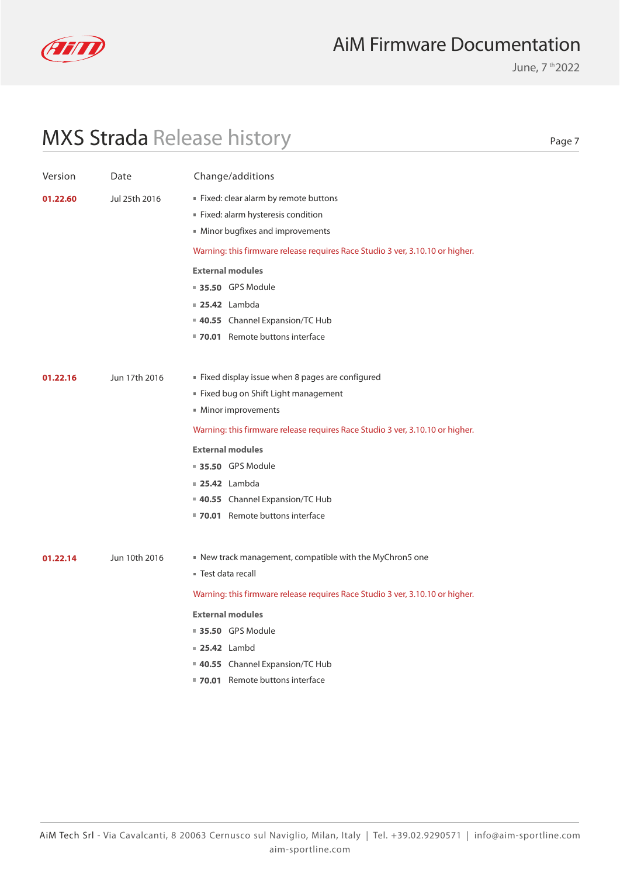# MXS Strada Release history

| Version | Date | Change/additions |
|---|---|---|
| **01.22.60** | Jul 25th 2016 | ▪ Fixed: clear alarm by remote buttons<br>▪ Fixed: alarm hysteresis condition<br>▪ Minor bugfixes and improvements<br>Warning: this firmware release requires Race Studio 3 ver, 3.10.10 or higher.<br>**External modules**<br>▪ **35.50** GPS Module<br>▪ **25.42** Lambda<br>▪ **40.55** Channel Expansion/TC Hub<br>▪ **70.01** Remote buttons interface |
| **01.22.16** | Jun 17th 2016 | ▪ Fixed display issue when 8 pages are configured<br>▪ Fixed bug on Shift Light management<br>▪ Minor improvements<br>Warning: this firmware release requires Race Studio 3 ver, 3.10.10 or higher.<br>**External modules**<br>▪ **35.50** GPS Module<br>▪ **25.42** Lambda<br>▪ **40.55** Channel Expansion/TC Hub<br>▪ **70.01** Remote buttons interface |
| **01.22.14** | Jun 10th 2016 | ▪ New track management, compatible with the MyChron5 one<br>▪ Test data recall<br>Warning: this firmware release requires Race Studio 3 ver, 3.10.10 or higher.<br>**External modules**<br>▪ **35.50** GPS Module<br>▪ **25.42** Lambd<br>▪ **40.55** Channel Expansion/TC Hub<br>▪ **70.01** Remote buttons interface |